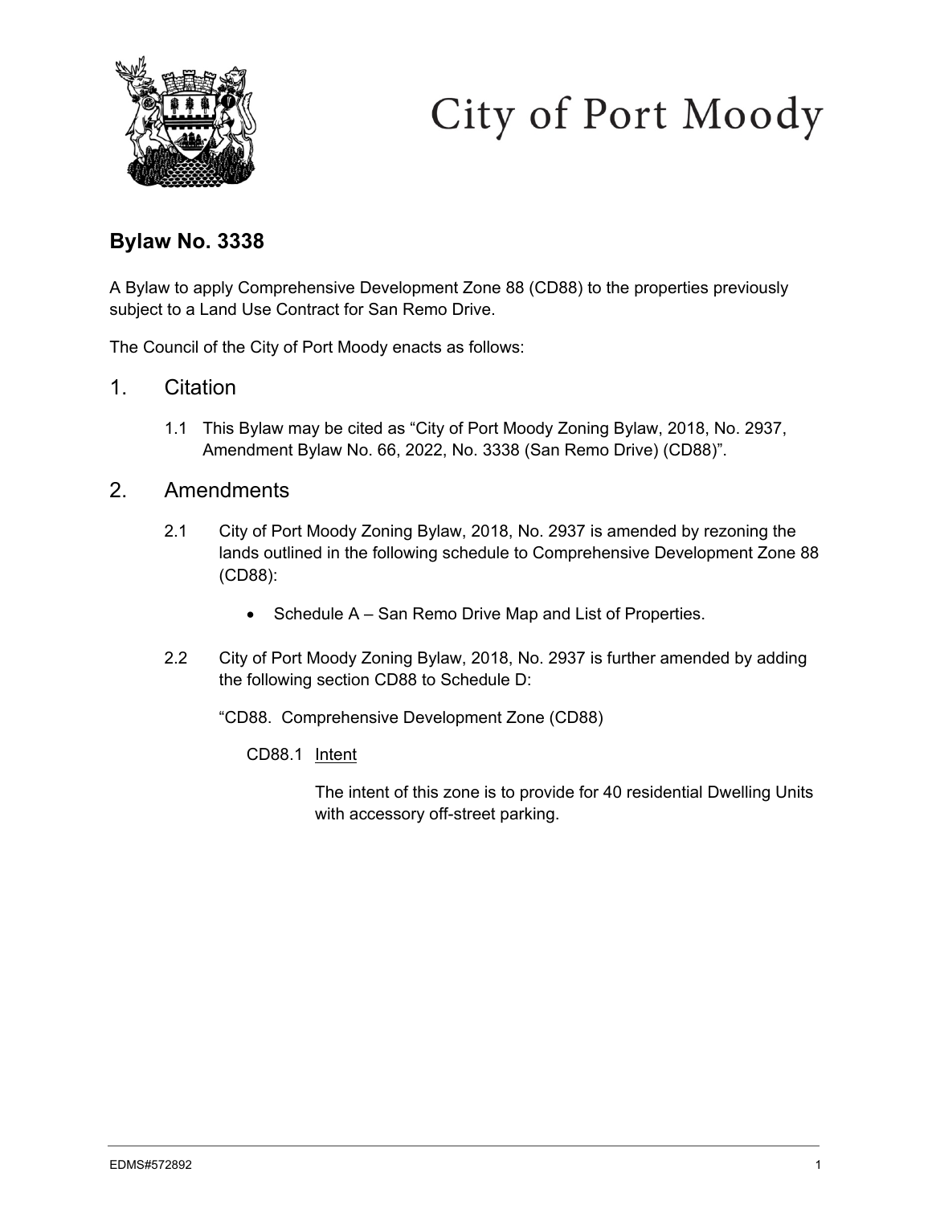City of Port Moody

## Bylaw No. 3338

A Bylaw to apply Comprehensive Development Zone 88 (CD88) to the properties previously subject to a Land Use Contract for San Remo Drive.

The Council of the City of Port Moody enacts as follows:

# 1. Citation

1.1 This Bylaw may be cited as "City of Port Moody Zoning Bylaw, 2018, No. 2937, Amendment Bylaw No. 66, 2022, No. 3338 (San Remo Drive) (CD88)".

# 2. Amendments

2.1 City of Port Moody Zoning Bylaw, 2018, No. 2937 is amended by rezoning the lands outlined in the following schedule to Comprehensive Development Zone 88 (CD88):

- Schedule A – San Remo Drive Map and List of Properties.

2.2 City of Port Moody Zoning Bylaw, 2018, No. 2937 is further amended by adding the following section CD88 to Schedule D:

"CD88. Comprehensive Development Zone (CD88)

CD88.1 Intent

The intent of this zone is to provide for 40 residential Dwelling Units with accessory off-street parking.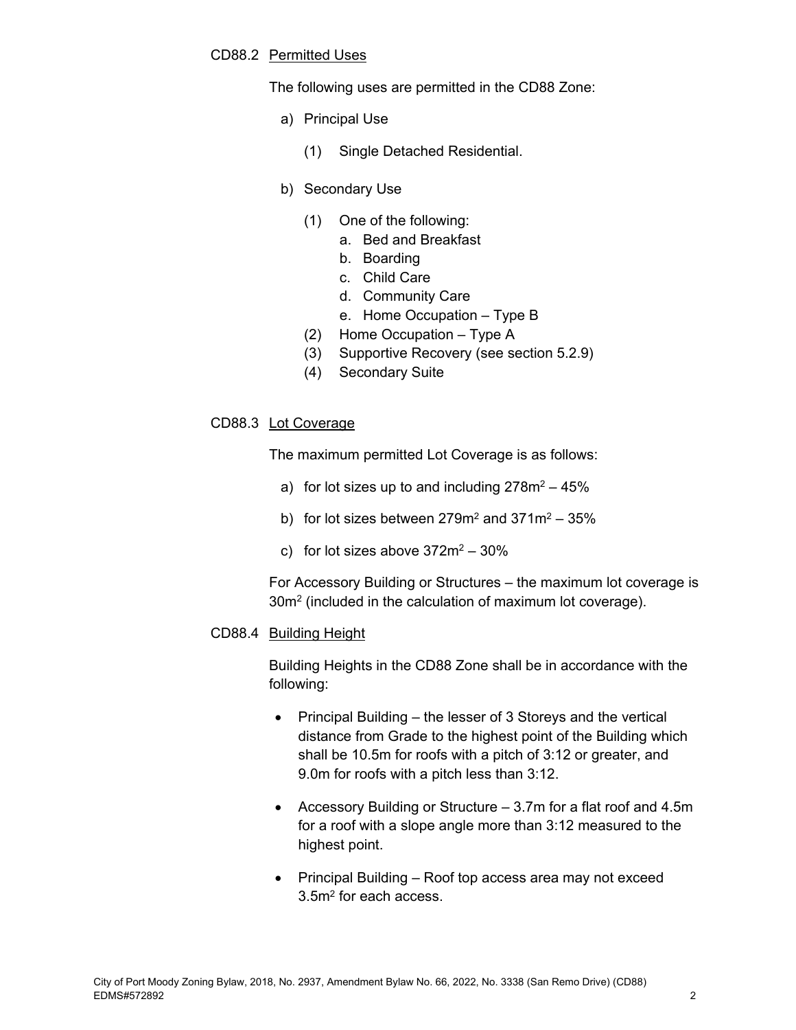CD88.2 Permitted Uses

The following uses are permitted in the CD88 Zone:

a) Principal Use

    (1) Single Detached Residential.

b) Secondary Use

    (1) One of the following:
        a. Bed and Breakfast
        b. Boarding
        c. Child Care
        d. Community Care
        e. Home Occupation – Type B
    (2) Home Occupation – Type A
    (3) Supportive Recovery (see section 5.2.9)
    (4) Secondary Suite

CD88.3 Lot Coverage

The maximum permitted Lot Coverage is as follows:

a) for lot sizes up to and including $278m^2$ – 45%

b) for lot sizes between $279m^2$ and $371m^2$ – 35%

c) for lot sizes above $372m^2$ – 30%

For Accessory Building or Structures – the maximum lot coverage is $30m^2$ (included in the calculation of maximum lot coverage).

CD88.4 Building Height

Building Heights in the CD88 Zone shall be in accordance with the following:

- Principal Building – the lesser of 3 Storeys and the vertical distance from Grade to the highest point of the Building which shall be 10.5m for roofs with a pitch of 3:12 or greater, and 9.0m for roofs with a pitch less than 3:12.

- Accessory Building or Structure – 3.7m for a flat roof and 4.5m for a roof with a slope angle more than 3:12 measured to the highest point.

- Principal Building – Roof top access area may not exceed $3.5m^2$ for each access.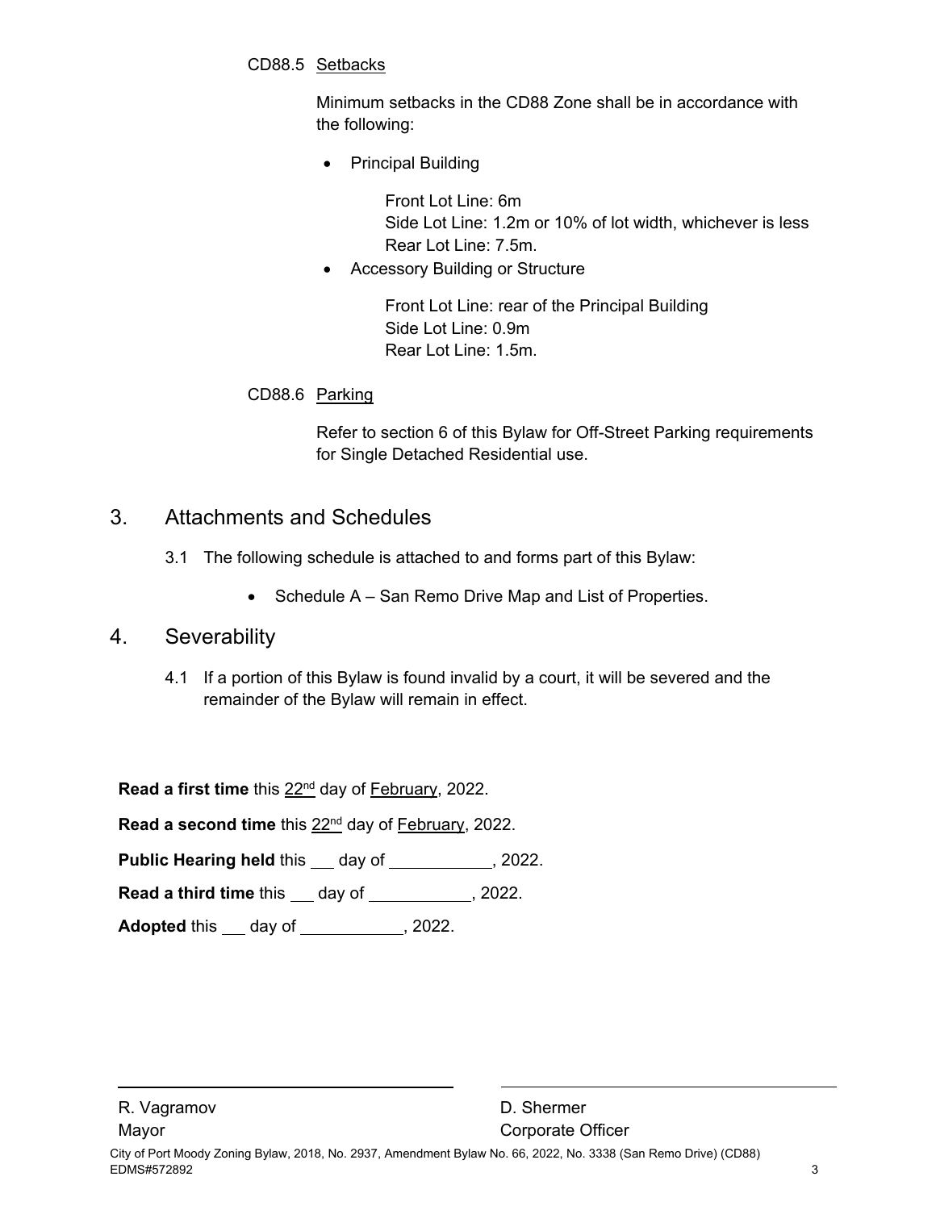CD88.5 Setbacks

Minimum setbacks in the CD88 Zone shall be in accordance with the following:

- Principal Building

  Front Lot Line: 6m
  Side Lot Line: 1.2m or 10% of lot width, whichever is less
  Rear Lot Line: 7.5m.

- Accessory Building or Structure

  Front Lot Line: rear of the Principal Building
  Side Lot Line: 0.9m
  Rear Lot Line: 1.5m.

CD88.6 Parking

Refer to section 6 of this Bylaw for Off-Street Parking requirements for Single Detached Residential use.

## 3. Attachments and Schedules

3.1 The following schedule is attached to and forms part of this Bylaw:

- Schedule A – San Remo Drive Map and List of Properties.

## 4. Severability

4.1 If a portion of this Bylaw is found invalid by a court, it will be severed and the remainder of the Bylaw will remain in effect.

**Read a first time** this 22nd day of February, 2022.

**Read a second time** this 22nd day of February, 2022.

**Public Hearing held** this ___ day of ___________, 2022.

**Read a third time** this ___ day of ___________, 2022.

**Adopted** this ___ day of ___________, 2022.

R. Vagramov
Mayor

D. Shermer
Corporate Officer

City of Port Moody Zoning Bylaw, 2018, No. 2937, Amendment Bylaw No. 66, 2022, No. 3338 (San Remo Drive) (CD88)
EDMS#572892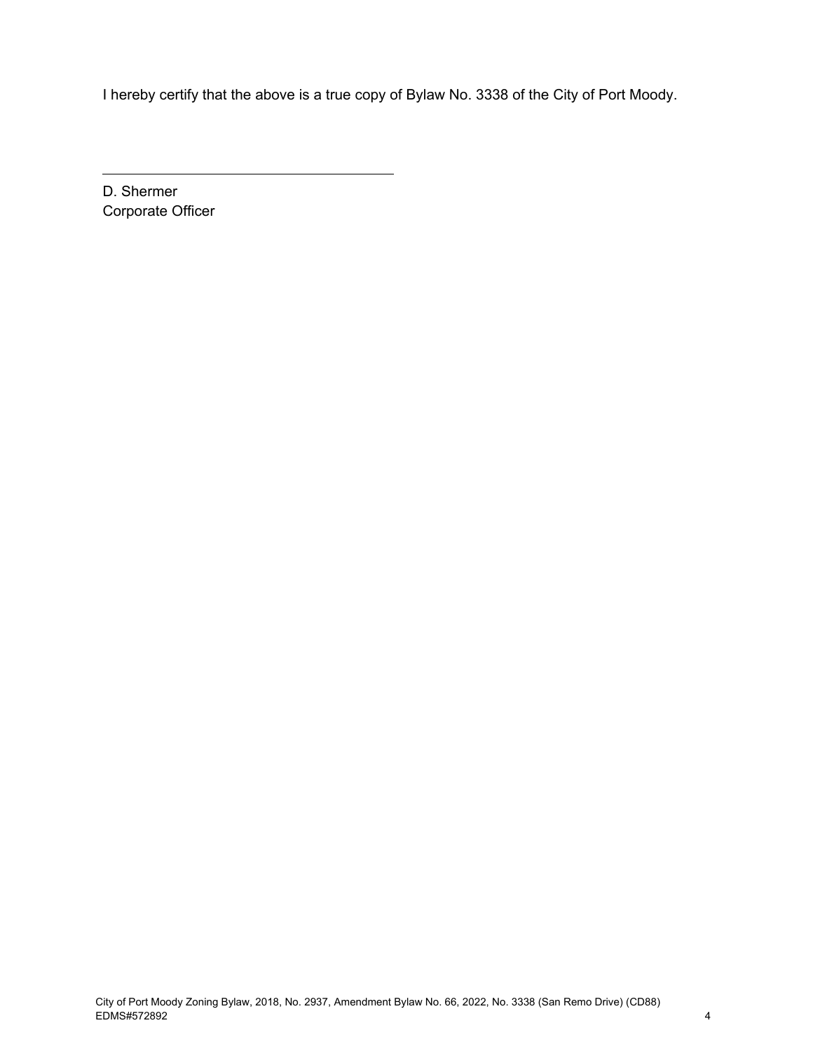I hereby certify that the above is a true copy of Bylaw No. 3338 of the City of Port Moody.

\_\_\_\_\_\_\_\_\_\_\_\_\_\_\_\_\_\_\_\_\_\_\_\_\_\_\_\_\_\_\_\_\_\_\_\_\_\_

D. Shermer  
Corporate Officer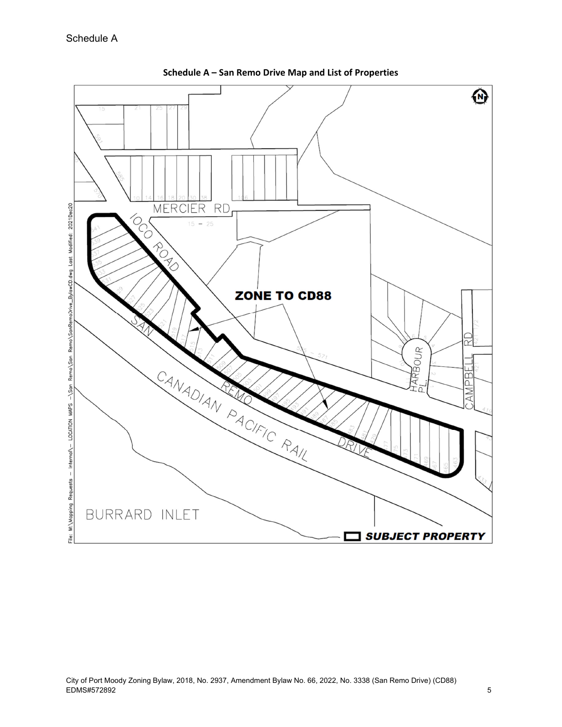Schedule A

**Schedule A – San Remo Drive Map and List of Properties**

ZONE TO CD88

SUBJECT PROPERTY

MERCIER RD

IOCO ROAD

SAN REMO DRIVE

CANADIAN PACIFIC RAIL

HARBOUR PL.

CAMPBELL RD

BURRARD INLET

City of Port Moody Zoning Bylaw, 2018, No. 2937, Amendment Bylaw No. 66, 2022, No. 3338 (San Remo Drive) (CD88)
EDMS#572892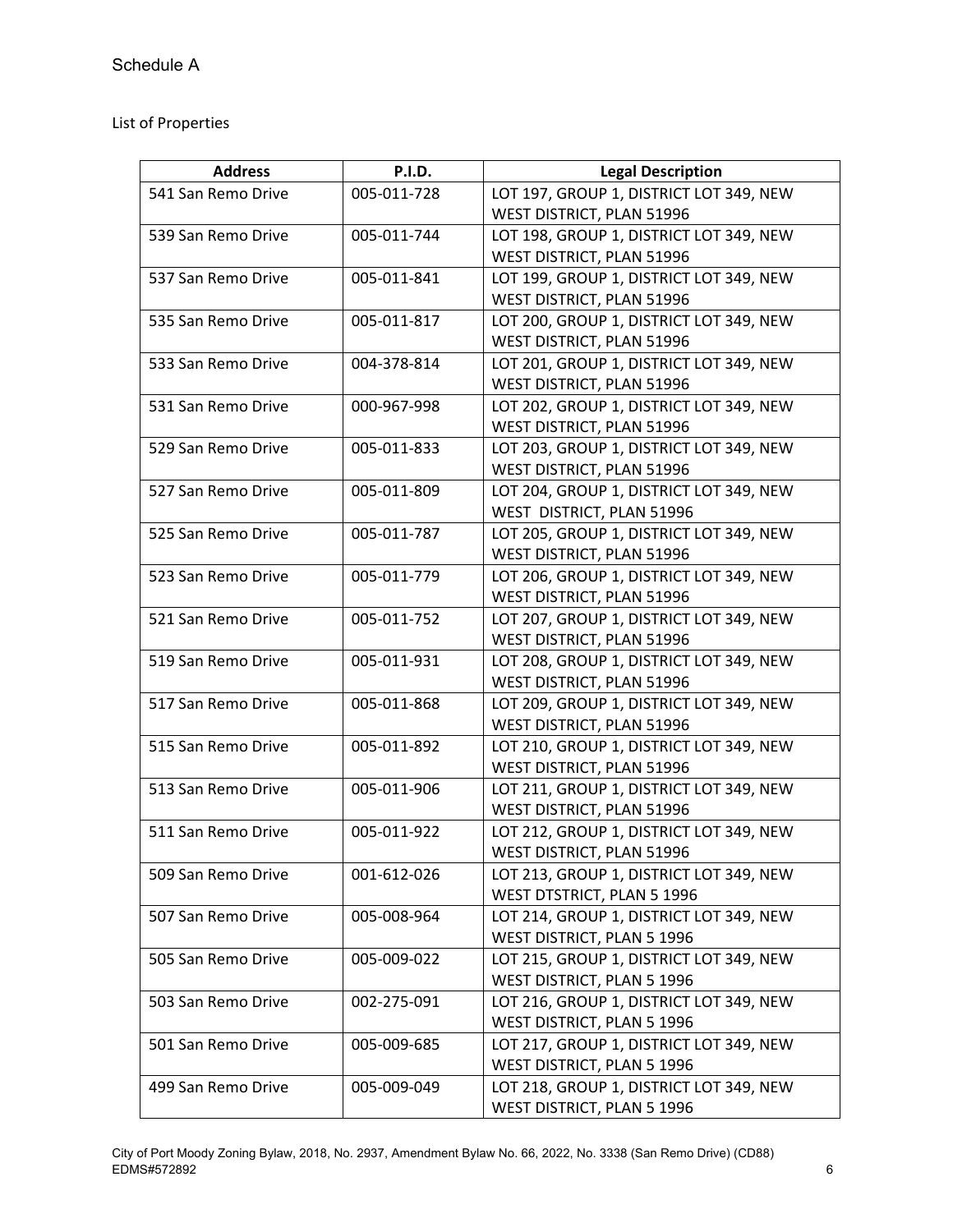Schedule A

List of Properties

| Address | P.I.D. | Legal Description |
| --- | --- | --- |
| 541 San Remo Drive | 005-011-728 | LOT 197, GROUP 1, DISTRICT LOT 349, NEW WEST DISTRICT, PLAN 51996 |
| 539 San Remo Drive | 005-011-744 | LOT 198, GROUP 1, DISTRICT LOT 349, NEW WEST DISTRICT, PLAN 51996 |
| 537 San Remo Drive | 005-011-841 | LOT 199, GROUP 1, DISTRICT LOT 349, NEW WEST DISTRICT, PLAN 51996 |
| 535 San Remo Drive | 005-011-817 | LOT 200, GROUP 1, DISTRICT LOT 349, NEW WEST DISTRICT, PLAN 51996 |
| 533 San Remo Drive | 004-378-814 | LOT 201, GROUP 1, DISTRICT LOT 349, NEW WEST DISTRICT, PLAN 51996 |
| 531 San Remo Drive | 000-967-998 | LOT 202, GROUP 1, DISTRICT LOT 349, NEW WEST DISTRICT, PLAN 51996 |
| 529 San Remo Drive | 005-011-833 | LOT 203, GROUP 1, DISTRICT LOT 349, NEW WEST DISTRICT, PLAN 51996 |
| 527 San Remo Drive | 005-011-809 | LOT 204, GROUP 1, DISTRICT LOT 349, NEW WEST DISTRICT, PLAN 51996 |
| 525 San Remo Drive | 005-011-787 | LOT 205, GROUP 1, DISTRICT LOT 349, NEW WEST DISTRICT, PLAN 51996 |
| 523 San Remo Drive | 005-011-779 | LOT 206, GROUP 1, DISTRICT LOT 349, NEW WEST DISTRICT, PLAN 51996 |
| 521 San Remo Drive | 005-011-752 | LOT 207, GROUP 1, DISTRICT LOT 349, NEW WEST DISTRICT, PLAN 51996 |
| 519 San Remo Drive | 005-011-931 | LOT 208, GROUP 1, DISTRICT LOT 349, NEW WEST DISTRICT, PLAN 51996 |
| 517 San Remo Drive | 005-011-868 | LOT 209, GROUP 1, DISTRICT LOT 349, NEW WEST DISTRICT, PLAN 51996 |
| 515 San Remo Drive | 005-011-892 | LOT 210, GROUP 1, DISTRICT LOT 349, NEW WEST DISTRICT, PLAN 51996 |
| 513 San Remo Drive | 005-011-906 | LOT 211, GROUP 1, DISTRICT LOT 349, NEW WEST DISTRICT, PLAN 51996 |
| 511 San Remo Drive | 005-011-922 | LOT 212, GROUP 1, DISTRICT LOT 349, NEW WEST DISTRICT, PLAN 51996 |
| 509 San Remo Drive | 001-612-026 | LOT 213, GROUP 1, DISTRICT LOT 349, NEW WEST DTSTRICT, PLAN 5 1996 |
| 507 San Remo Drive | 005-008-964 | LOT 214, GROUP 1, DISTRICT LOT 349, NEW WEST DISTRICT, PLAN 5 1996 |
| 505 San Remo Drive | 005-009-022 | LOT 215, GROUP 1, DISTRICT LOT 349, NEW WEST DISTRICT, PLAN 5 1996 |
| 503 San Remo Drive | 002-275-091 | LOT 216, GROUP 1, DISTRICT LOT 349, NEW WEST DISTRICT, PLAN 5 1996 |
| 501 San Remo Drive | 005-009-685 | LOT 217, GROUP 1, DISTRICT LOT 349, NEW WEST DISTRICT, PLAN 5 1996 |
| 499 San Remo Drive | 005-009-049 | LOT 218, GROUP 1, DISTRICT LOT 349, NEW WEST DISTRICT, PLAN 5 1996 |

City of Port Moody Zoning Bylaw, 2018, No. 2937, Amendment Bylaw No. 66, 2022, No. 3338 (San Remo Drive) (CD88)
EDMS#572892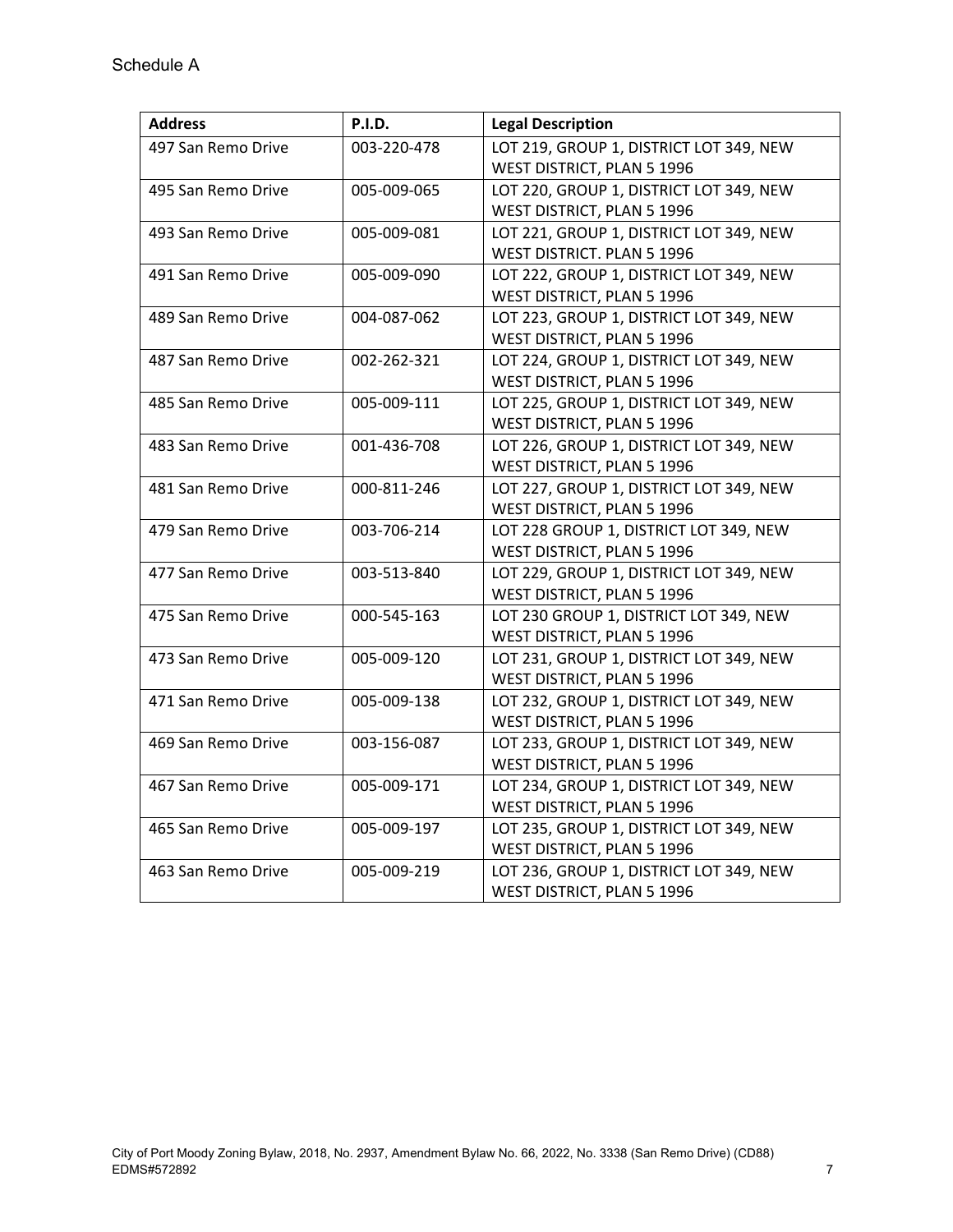Schedule A

| Address | P.I.D. | Legal Description |
|---|---|---|
| 497 San Remo Drive | 003-220-478 | LOT 219, GROUP 1, DISTRICT LOT 349, NEW WEST DISTRICT, PLAN 5 1996 |
| 495 San Remo Drive | 005-009-065 | LOT 220, GROUP 1, DISTRICT LOT 349, NEW WEST DISTRICT, PLAN 5 1996 |
| 493 San Remo Drive | 005-009-081 | LOT 221, GROUP 1, DISTRICT LOT 349, NEW WEST DISTRICT. PLAN 5 1996 |
| 491 San Remo Drive | 005-009-090 | LOT 222, GROUP 1, DISTRICT LOT 349, NEW WEST DISTRICT, PLAN 5 1996 |
| 489 San Remo Drive | 004-087-062 | LOT 223, GROUP 1, DISTRICT LOT 349, NEW WEST DISTRICT, PLAN 5 1996 |
| 487 San Remo Drive | 002-262-321 | LOT 224, GROUP 1, DISTRICT LOT 349, NEW WEST DISTRICT, PLAN 5 1996 |
| 485 San Remo Drive | 005-009-111 | LOT 225, GROUP 1, DISTRICT LOT 349, NEW WEST DISTRICT, PLAN 5 1996 |
| 483 San Remo Drive | 001-436-708 | LOT 226, GROUP 1, DISTRICT LOT 349, NEW WEST DISTRICT, PLAN 5 1996 |
| 481 San Remo Drive | 000-811-246 | LOT 227, GROUP 1, DISTRICT LOT 349, NEW WEST DISTRICT, PLAN 5 1996 |
| 479 San Remo Drive | 003-706-214 | LOT 228 GROUP 1, DISTRICT LOT 349, NEW WEST DISTRICT, PLAN 5 1996 |
| 477 San Remo Drive | 003-513-840 | LOT 229, GROUP 1, DISTRICT LOT 349, NEW WEST DISTRICT, PLAN 5 1996 |
| 475 San Remo Drive | 000-545-163 | LOT 230 GROUP 1, DISTRICT LOT 349, NEW WEST DISTRICT, PLAN 5 1996 |
| 473 San Remo Drive | 005-009-120 | LOT 231, GROUP 1, DISTRICT LOT 349, NEW WEST DISTRICT, PLAN 5 1996 |
| 471 San Remo Drive | 005-009-138 | LOT 232, GROUP 1, DISTRICT LOT 349, NEW WEST DISTRICT, PLAN 5 1996 |
| 469 San Remo Drive | 003-156-087 | LOT 233, GROUP 1, DISTRICT LOT 349, NEW WEST DISTRICT, PLAN 5 1996 |
| 467 San Remo Drive | 005-009-171 | LOT 234, GROUP 1, DISTRICT LOT 349, NEW WEST DISTRICT, PLAN 5 1996 |
| 465 San Remo Drive | 005-009-197 | LOT 235, GROUP 1, DISTRICT LOT 349, NEW WEST DISTRICT, PLAN 5 1996 |
| 463 San Remo Drive | 005-009-219 | LOT 236, GROUP 1, DISTRICT LOT 349, NEW WEST DISTRICT, PLAN 5 1996 |

City of Port Moody Zoning Bylaw, 2018, No. 2937, Amendment Bylaw No. 66, 2022, No. 3338 (San Remo Drive) (CD88)
EDMS#572892